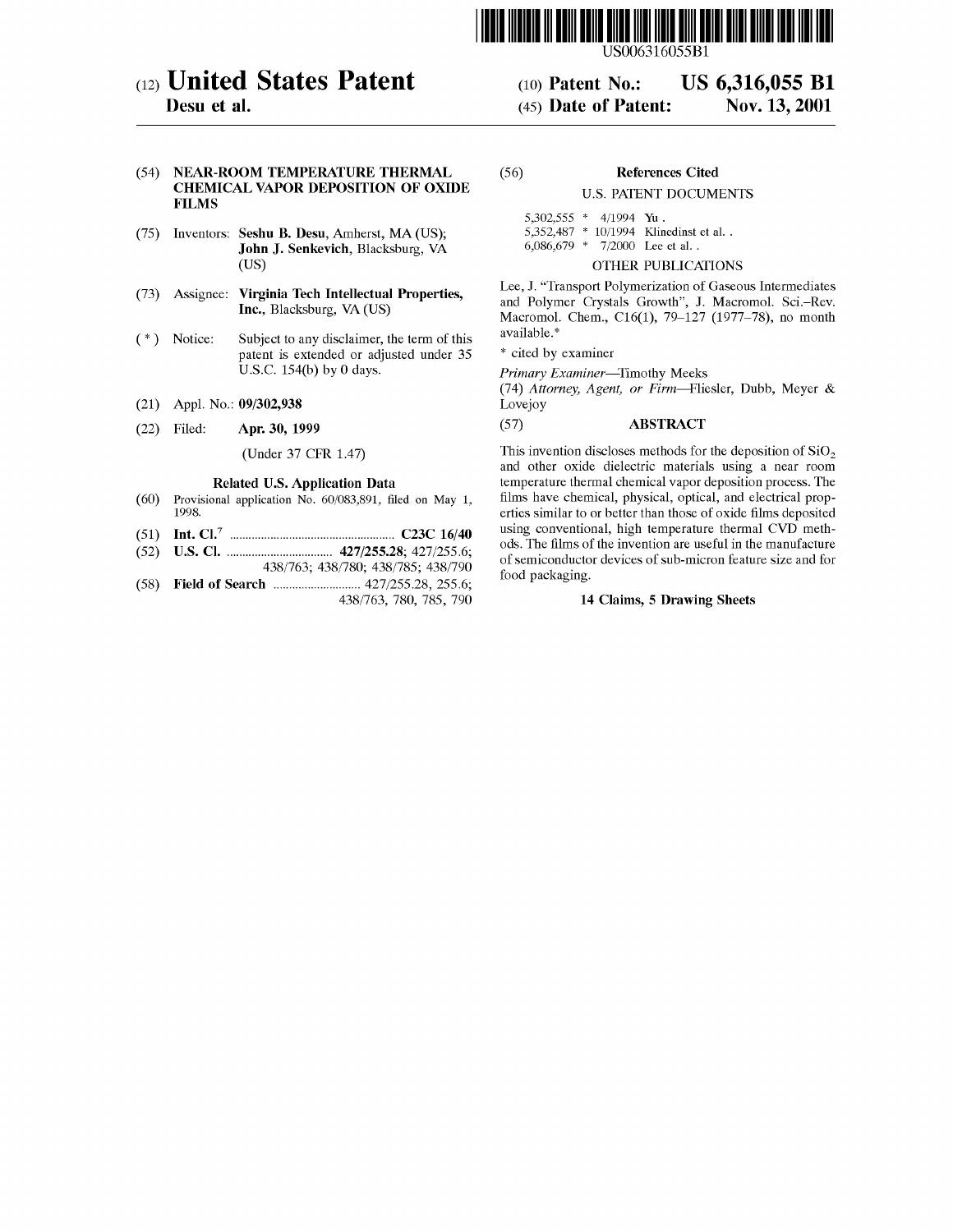US006316055B1

# (12) United States Patent
**Desu et al.**

(10) **Patent No.: US 6,316,055 B1**

(45) **Date of Patent: Nov. 13, 2001**

(54) **NEAR-ROOM TEMPERATURE THERMAL CHEMICAL VAPOR DEPOSITION OF OXIDE FILMS**

(75) Inventors: **Seshu B. Desu**, Amherst, MA (US); **John J. Senkevich**, Blacksburg, VA (US)

(73) Assignee: **Virginia Tech Intellectual Properties, Inc.**, Blacksburg, VA (US)

( * ) Notice: Subject to any disclaimer, the term of this patent is extended or adjusted under 35 U.S.C. 154(b) by 0 days.

(21) Appl. No.: **09/302,938**

(22) Filed: **Apr. 30, 1999**

(Under 37 CFR 1.47)

### Related U.S. Application Data

(60) Provisional application No. 60/083,891, filed on May 1, 1998.

(51) **Int. Cl.**[7] .................................................. **C23C 16/40**

(52) **U.S. Cl.** ................................ **427/255.28**; 427/255.6; 438/763; 438/780; 438/785; 438/790

(58) **Field of Search** ........................... 427/255.28, 255.6; 438/763, 780, 785, 790

(56) **References Cited**

U.S. PATENT DOCUMENTS

5,302,555 * 4/1994 Yu .
5,352,487 * 10/1994 Klinedinst et al. .
6,086,679 * 7/2000 Lee et al. .

OTHER PUBLICATIONS

Lee, J. "Transport Polymerization of Gaseous Intermediates and Polymer Crystals Growth", J. Macromol. Sci.–Rev. Macromol. Chem., C16(1), 79–127 (1977–78), no month available.*

\* cited by examiner

*Primary Examiner*—Timothy Meeks

(74) *Attorney, Agent, or Firm*—Fliesler, Dubb, Meyer & Lovejoy

(57) **ABSTRACT**

This invention discloses methods for the deposition of $SiO_2$ and other oxide dielectric materials using a near room temperature thermal chemical vapor deposition process. The films have chemical, physical, optical, and electrical properties similar to or better than those of oxide films deposited using conventional, high temperature thermal CVD methods. The films of the invention are useful in the manufacture of semiconductor devices of sub-micron feature size and for food packaging.

**14 Claims, 5 Drawing Sheets**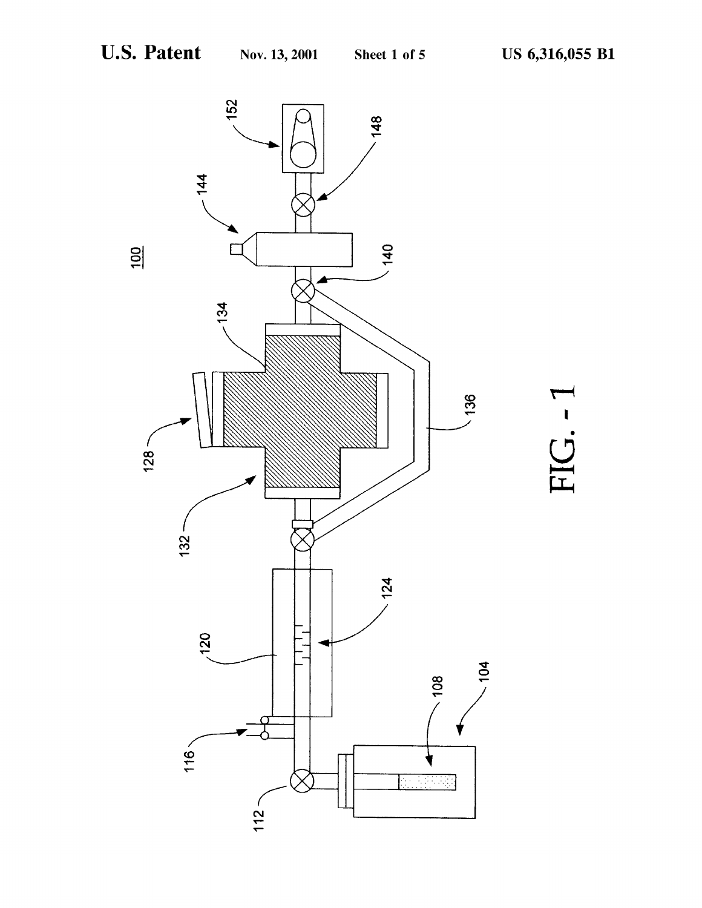FIG. - 1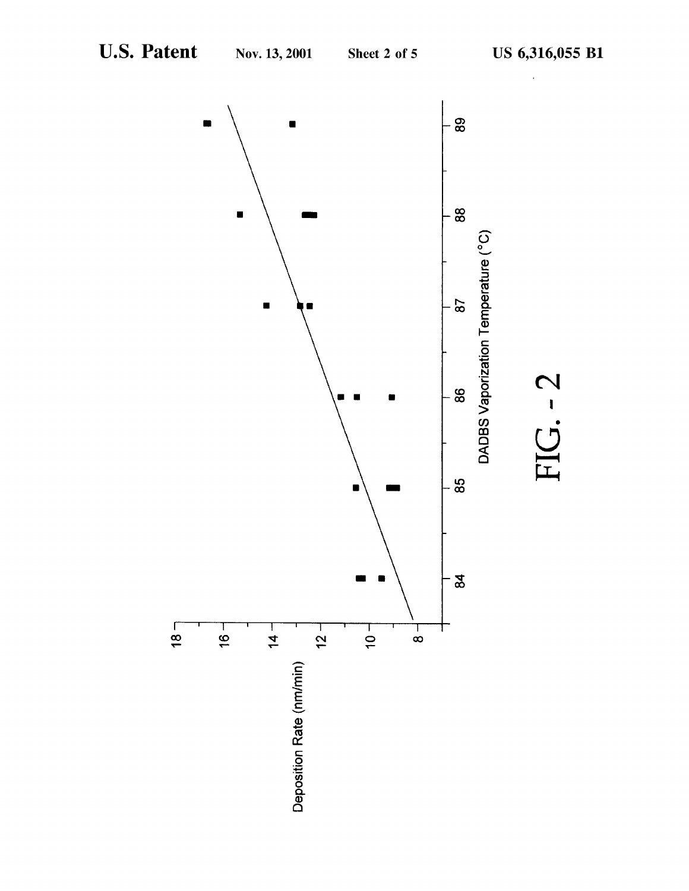FIG. - 2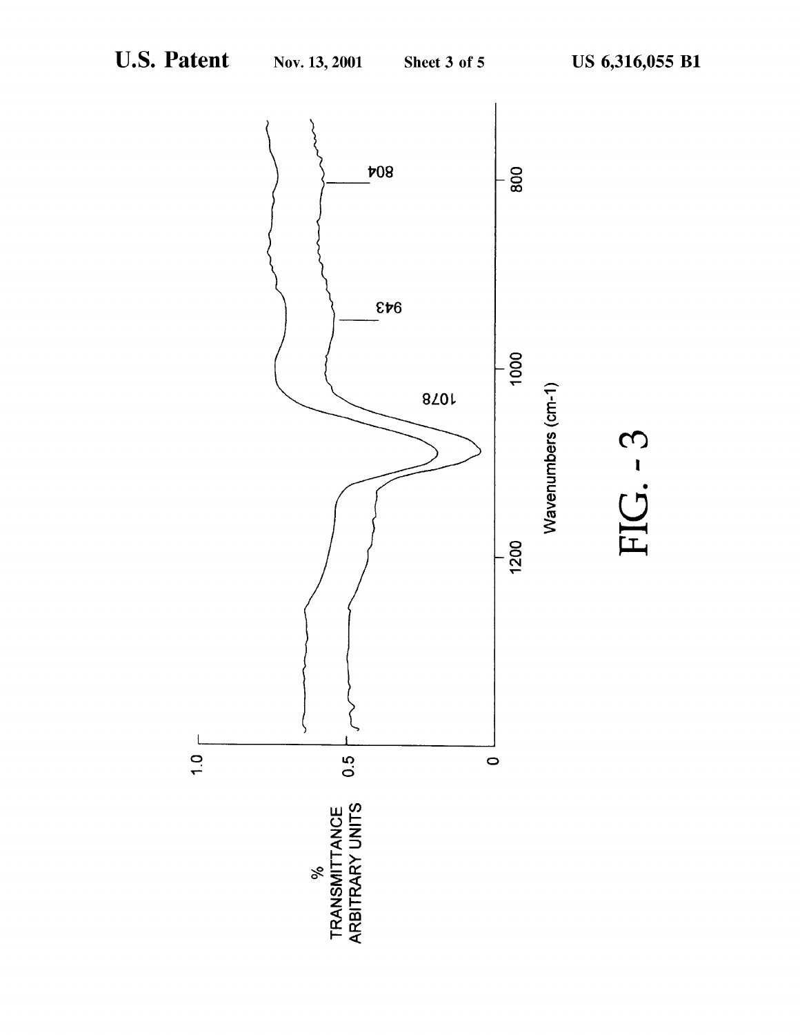% TRANSMITTANCE ARBITRARY UNITS

1.0

0.5

0

1200

1000

800

Wavenumbers (cm-1)

1078

943

804

FIG. - 3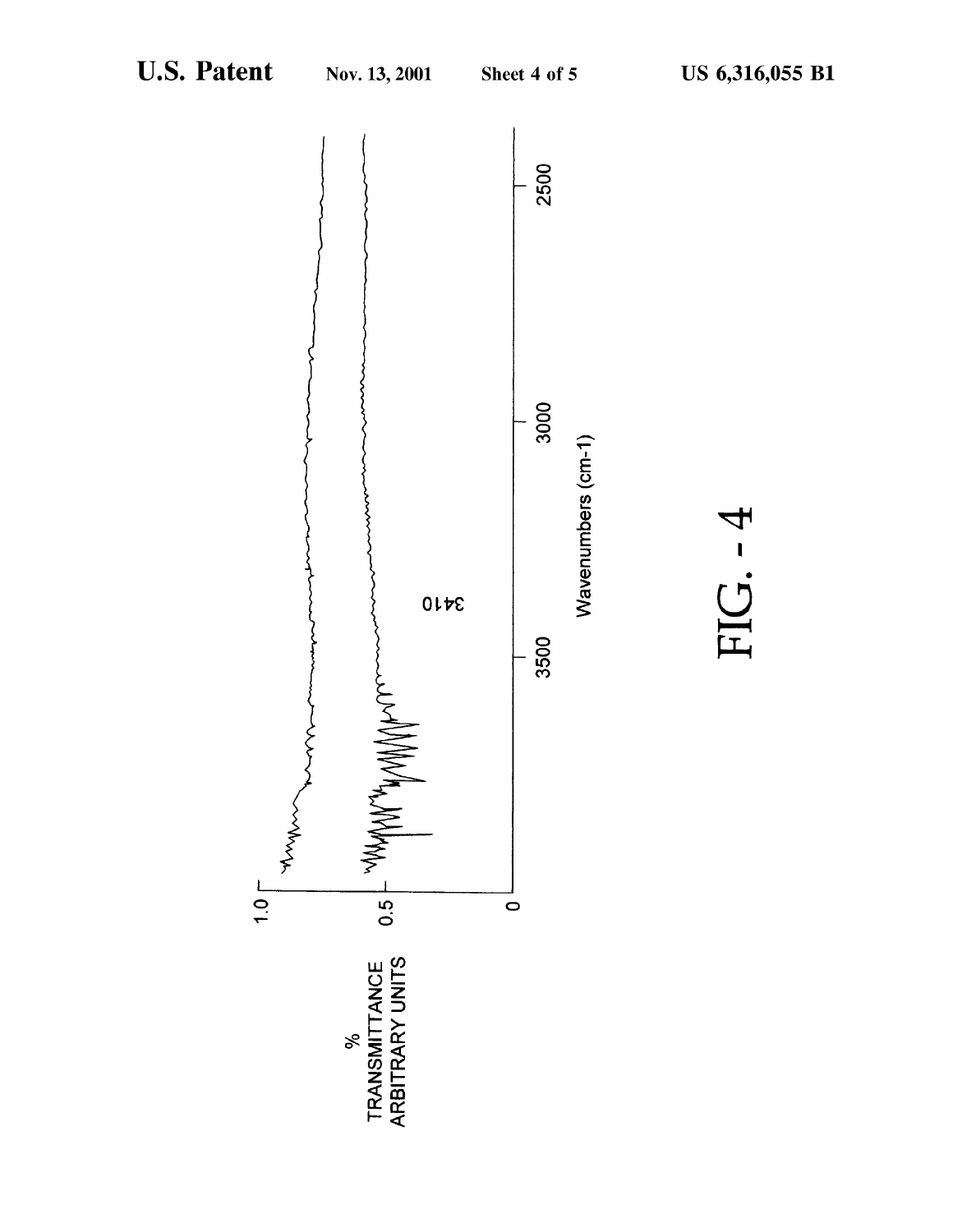% TRANSMITTANCE ARBITRARY UNITS

1.0

0.5

0

3410

3500

3000

2500

Wavenumbers (cm-1)

FIG. - 4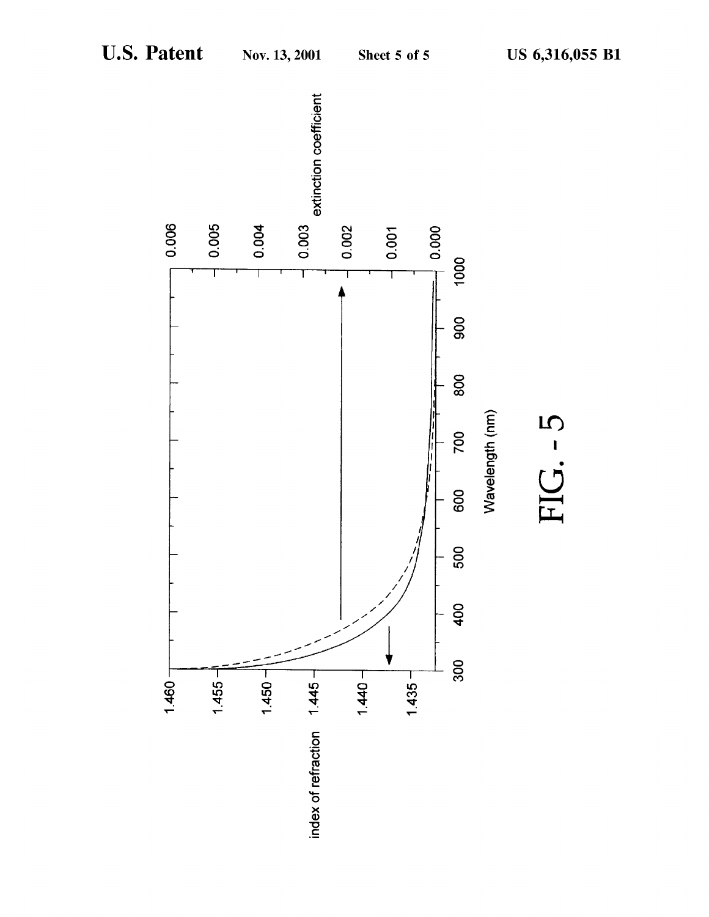FIG. - 5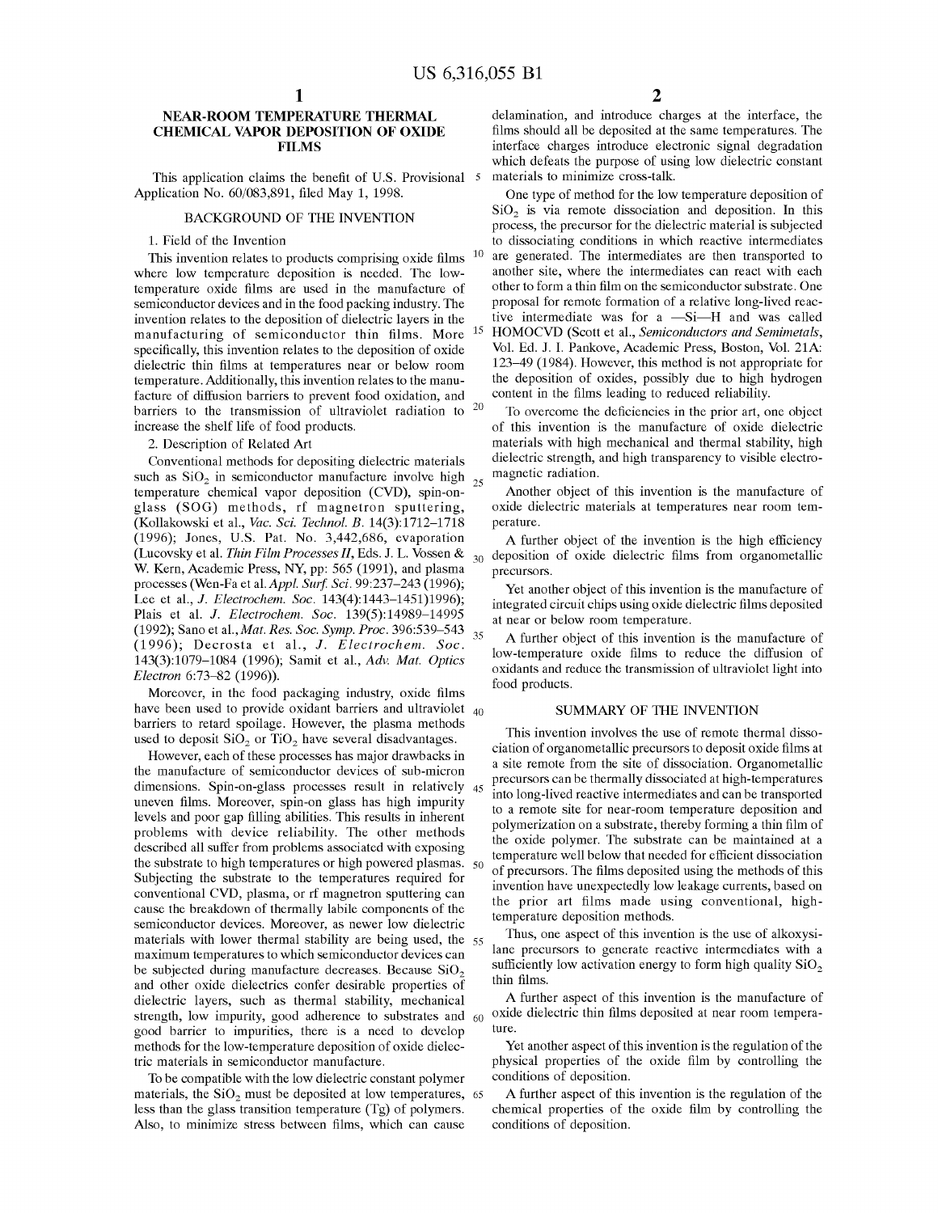# NEAR-ROOM TEMPERATURE THERMAL CHEMICAL VAPOR DEPOSITION OF OXIDE FILMS

This application claims the benefit of U.S. Provisional Application No. 60/083,891, filed May 1, 1998.

## BACKGROUND OF THE INVENTION

1. Field of the Invention

This invention relates to products comprising oxide films where low temperature deposition is needed. The low-temperature oxide films are used in the manufacture of semiconductor devices and in the food packing industry. The invention relates to the deposition of dielectric layers in the manufacturing of semiconductor thin films. More specifically, this invention relates to the deposition of oxide dielectric thin films at temperatures near or below room temperature. Additionally, this invention relates to the manufacture of diffusion barriers to prevent food oxidation, and barriers to the transmission of ultraviolet radiation to increase the shelf life of food products.

2. Description of Related Art

Conventional methods for depositing dielectric materials such as $SiO_2$ in semiconductor manufacture involve high temperature chemical vapor deposition (CVD), spin-on-glass (SOG) methods, rf magnetron sputtering, (Kollakowski et al., *Vac. Sci. Technol. B.* 14(3):1712–1718 (1996); Jones, U.S. Pat. No. 3,442,686, evaporation (Lucovsky et al. *Thin Film Processes II*, Eds. J. L. Vossen & W. Kern, Academic Press, NY, pp: 565 (1991), and plasma processes (Wen-Fa et al. *Appl. Surf. Sci.* 99:237–243 (1996); Lee et al., *J. Electrochem. Soc.* 143(4):1443–1451)1996); Plais et al. *J. Electrochem. Soc.* 139(5):14989–14995 (1992); Sano et al., *Mat. Res. Soc. Symp. Proc.* 396:539–543 (1996); Decrosta et al., *J. Electrochem. Soc.* 143(3):1079–1084 (1996); Samit et al., *Adv. Mat. Optics Electron* 6:73–82 (1996)).

Moreover, in the food packaging industry, oxide films have been used to provide oxidant barriers and ultraviolet barriers to retard spoilage. However, the plasma methods used to deposit $SiO_2$ or $TiO_2$ have several disadvantages.

However, each of these processes has major drawbacks in the manufacture of semiconductor devices of sub-micron dimensions. Spin-on-glass processes result in relatively uneven films. Moreover, spin-on glass has high impurity levels and poor gap filling abilities. This results in inherent problems with device reliability. The other methods described all suffer from problems associated with exposing the substrate to high temperatures or high powered plasmas. Subjecting the substrate to the temperatures required for conventional CVD, plasma, or rf magnetron sputtering can cause the breakdown of thermally labile components of the semiconductor devices. Moreover, as newer low dielectric materials with lower thermal stability are being used, the maximum temperatures to which semiconductor devices can be subjected during manufacture decreases. Because $SiO_2$ and other oxide dielectrics confer desirable properties of dielectric layers, such as thermal stability, mechanical strength, low impurity, good adherence to substrates and good barrier to impurities, there is a need to develop methods for the low-temperature deposition of oxide dielectric materials in semiconductor manufacture.

To be compatible with the low dielectric constant polymer materials, the $SiO_2$ must be deposited at low temperatures, less than the glass transition temperature (Tg) of polymers. Also, to minimize stress between films, which can cause delamination, and introduce charges at the interface, the films should all be deposited at the same temperatures. The interface charges introduce electronic signal degradation which defeats the purpose of using low dielectric constant materials to minimize cross-talk.

One type of method for the low temperature deposition of $SiO_2$ is via remote dissociation and deposition. In this process, the precursor for the dielectric material is subjected to dissociating conditions in which reactive intermediates are generated. The intermediates are then transported to another site, where the intermediates can react with each other to form a thin film on the semiconductor substrate. One proposal for remote formation of a relative long-lived reactive intermediate was for a —Si—H and was called HOMOCVD (Scott et al., *Semiconductors and Semimetals*, Vol. Ed. J. I. Pankove, Academic Press, Boston, Vol. 21A: 123–49 (1984). However, this method is not appropriate for the deposition of oxides, possibly due to high hydrogen content in the films leading to reduced reliability.

To overcome the deficiencies in the prior art, one object of this invention is the manufacture of oxide dielectric materials with high mechanical and thermal stability, high dielectric strength, and high transparency to visible electromagnetic radiation.

Another object of this invention is the manufacture of oxide dielectric materials at temperatures near room temperature.

A further object of the invention is the high efficiency deposition of oxide dielectric films from organometallic precursors.

Yet another object of this invention is the manufacture of integrated circuit chips using oxide dielectric films deposited at near or below room temperature.

A further object of this invention is the manufacture of low-temperature oxide films to reduce the diffusion of oxidants and reduce the transmission of ultraviolet light into food products.

## SUMMARY OF THE INVENTION

This invention involves the use of remote thermal dissociation of organometallic precursors to deposit oxide films at a site remote from the site of dissociation. Organometallic precursors can be thermally dissociated at high-temperatures into long-lived reactive intermediates and can be transported to a remote site for near-room temperature deposition and polymerization on a substrate, thereby forming a thin film of the oxide polymer. The substrate can be maintained at a temperature well below that needed for efficient dissociation of precursors. The films deposited using the methods of this invention have unexpectedly low leakage currents, based on the prior art films made using conventional, high-temperature deposition methods.

Thus, one aspect of this invention is the use of alkoxysilane precursors to generate reactive intermediates with a sufficiently low activation energy to form high quality $SiO_2$ thin films.

A further aspect of this invention is the manufacture of oxide dielectric thin films deposited at near room temperature.

Yet another aspect of this invention is the regulation of the physical properties of the oxide film by controlling the conditions of deposition.

A further aspect of this invention is the regulation of the chemical properties of the oxide film by controlling the conditions of deposition.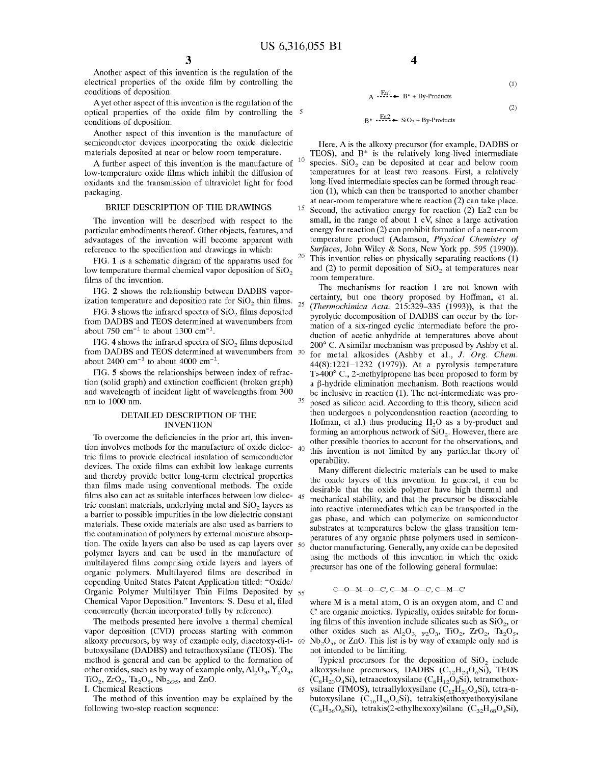Another aspect of this invention is the regulation of the electrical properties of the oxide film by controlling the conditions of deposition.

A yet other aspect of this invention is the regulation of the optical properties of the oxide film by controlling the conditions of deposition.

Another aspect of this invention is the manufacture of semiconductor devices incorporating the oxide dielectric materials deposited at near or below room temperature.

A further aspect of this invention is the manufacture of low-temperature oxide films which inhibit the diffusion of oxidants and the transmission of ultraviolet light for food packaging.

## BRIEF DESCRIPTION OF THE DRAWINGS

The invention will be described with respect to the particular embodiments thereof. Other objects, features, and advantages of the invention will become apparent with reference to the specification and drawings in which:

FIG. 1 is a schematic diagram of the apparatus used for low temperature thermal chemical vapor deposition of $SiO_2$ films of the invention.

FIG. 2 shows the relationship between DADBS vaporization temperature and deposition rate for $SiO_2$ thin films.

FIG. 3 shows the infrared spectra of $SiO_2$ films deposited from DADBS and TEOS determined at wavenumbers from about 750 $cm^{-1}$ to about 1300 $cm^{-1}$.

FIG. 4 shows the infrared spectra of $SiO_2$ films deposited from DADBS and TEOS determined at wavenumbers from about 2400 $cm^{-1}$ to about 4000 $cm^{-1}$.

FIG. 5 shows the relationships between index of refraction (solid graph) and extinction coefficient (broken graph) and wavelength of incident light of wavelengths from 300 nm to 1000 nm.

## DETAILED DESCRIPTION OF THE INVENTION

To overcome the deficiencies in the prior art, this invention involves methods for the manufacture of oxide dielectric films to provide electrical insulation of semiconductor devices. The oxide films can exhibit low leakage currents and thereby provide better long-term electrical properties than films made using conventional methods. The oxide films also can act as suitable interfaces between low dielectric constant materials, underlying metal and $SiO_2$ layers as a barrier to possible impurities in the low dielectric constant materials. These oxide materials are also used as barriers to the contamination of polymers by external moisture absorption. The oxide layers can also be used as cap layers over polymer layers and can be used in the manufacture of multilayered films comprising oxide layers and layers of organic polymers. Multilayered films are described in copending United States Patent Application titled: "Oxide/Organic Polymer Multilayer Thin Films Deposited by Chemical Vapor Deposition." Inventors: S. Desu et al, filed concurrently (herein incorporated fully by reference).

The methods presented here involve a thermal chemical vapor deposition (CVD) process starting with common alkoxy precursors, by way of example only, diacetoxy-di-t-butoxysilane (DADBS) and tetraethoxysilane (TEOS). The method is general and can be applied to the formation of other oxides, such as by way of example only, $Al_2O_3$, $Y_2O_3$, $TiO_2$, $ZrO_2$, $Ta_2O_5$, $Nb_{2O5}$, and ZnO.

### I. Chemical Reactions

The method of this invention may be explained by the following two-step reaction sequence:

$$A \xrightarrow{Ea1} B^* + \text{By-Products} \quad (1)$$

$$B^* \xrightarrow{Ea2} SiO_2 + \text{By-Products} \quad (2)$$

Here, A is the alkoxy precursor (for example, DADBS or TEOS), and $B^*$ is the relatively long-lived intermediate species. $SiO_2$ can be deposited at near and below room temperatures for at least two reasons. First, a relatively long-lived intermediate species can be formed through reaction (1), which can then be transported to another chamber at near-room temperature where reaction (2) can take place. Second, the activation energy for reaction (2) Ea2 can be small, in the range of about 1 eV, since a large activation energy for reaction (2) can prohibit formation of a near-room temperature product (Adamson, *Physical Chemistry of Surfaces*, John Wiley & Sons, New York pp. 595 (1990)). This invention relies on physically separating reactions (1) and (2) to permit deposition of $SiO_2$ at temperatures near room temperature.

The mechanisms for reaction 1 are not known with certainty, but one theory proposed by Hoffman, et al. (*Thermochimica Acta*. 215:329–335 (1993)), is that the pyrolytic decomposition of DADBS can occur by the formation of a six-ringed cyclic intermediate before the production of acetic anhydride at temperatures above about 200° C. A similar mechanism was proposed by Ashby et al. for metal alkosides (Ashby et al., *J. Org. Chem.* 44(8):1221–1232 (1979)). At a pyrolysis temperature T>400° C., 2-methylpropene has been proposed to form by a β-hydride elimination mechanism. Both reactions would be inclusive in reaction (1). The net-intermediate was proposed as silicon acid. According to this theory, silicon acid then undergoes a polycondensation reaction (according to Hofman, et al.) thus producing $H_2O$ as a by-product and forming an amorphous network of $SiO_2$. However, there are other possible theories to account for the observations, and this invention is not limited by any particular theory of operability.

Many different dielectric materials can be used to make the oxide layers of this invention. In general, it can be desirable that the oxide polymer have high thermal and mechanical stability, and that the precursor be dissociable into reactive intermediates which can be transported in the gas phase, and which can polymerize on semiconductor substrates at temperatures below the glass transition temperatures of any organic phase polymers used in semiconductor manufacturing. Generally, any oxide can be deposited using the methods of this invention in which the oxide precursor has one of the following general formulae:

C—O—M—O—C', C—M—O—C', C—M—C'

where M is a metal atom, O is an oxygen atom, and C and C' are organic moieties. Typically, oxides suitable for forming films of this invention include silicates such as $SiO_2$, or other oxides such as $Al_2O_3$, $_{Y2}O_3$, $TiO_2$, $ZrO_2$, $Ta_2O_5$, $Nb_2O_5$, or ZnO. This list is by way of example only and is not intended to be limiting.

Typical precursors for the deposition of $SiO_2$ include alkoxysilane precursors, DADBS ($C_{12}H_{24}O_6Si$), TEOS ($C_8H_{20}O_4Si$), tetraacetoxysilane ($C_8H_{12}O_8Si$), tetramethoxysilane (TMOS), tetraallyloxysilane ($C_{12}H_{20}O_4Si$), tetra-n-butoxysilane ($C_{16}H_{36}O_4Si$), tetrakis(ethoxyethoxy)silane ($C_8H_{36}O_8Si$), tetrakis(2-ethylhexoxy)silane ($C_{32}H_{68}O_4Si$),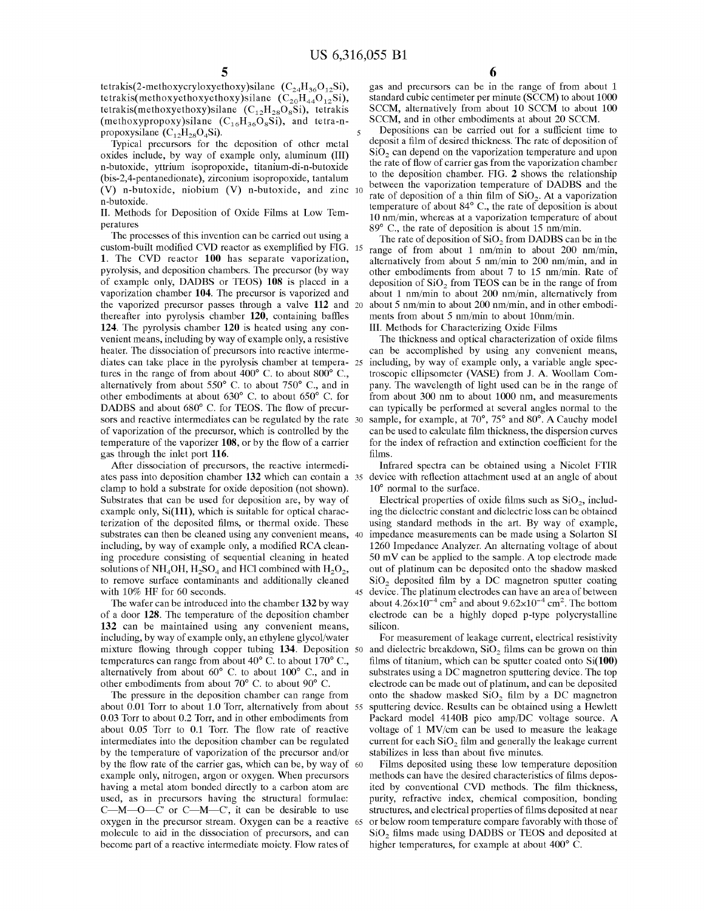tetrakis(2-methoxycryloxyethoxy)silane ($C_{24}H_{36}O_{12}Si$), tetrakis(methoxyethoxyethoxy)silane ($C_{20}H_{44}O_{12}Si$), tetrakis(methoxyethoxy)silane ($C_{12}H_{28}O_8Si$), tetrakis (methoxypropoxy)silane ($C_{16}H_{36}O_8Si$), and tetra-n-propoxysilane ($C_{12}H_{28}O_4Si$).

Typical precursors for the deposition of other metal oxides include, by way of example only, aluminum (III) n-butoxide, yttrium isopropoxide, titanium-di-n-butoxide (bis-2,4-pentanedionate), zirconium isopropoxide, tantalum (V) n-butoxide, niobium (V) n-butoxide, and zinc n-butoxide.

II. Methods for Deposition of Oxide Films at Low Temperatures

The processes of this invention can be carried out using a custom-built modified CVD reactor as exemplified by FIG. 1. The CVD reactor **100** has separate vaporization, pyrolysis, and deposition chambers. The precursor (by way of example only, DADBS or TEOS) **108** is placed in a vaporization chamber **104**. The precursor is vaporized and the vaporized precursor passes through a valve **112** and thereafter into pyrolysis chamber **120**, containing baffles **124**. The pyrolysis chamber **120** is heated using any convenient means, including by way of example only, a resistive heater. The dissociation of precursors into reactive intermediates can take place in the pyrolysis chamber at temperatures in the range of from about 400° C. to about 800° C., alternatively from about 550° C. to about 750° C., and in other embodiments at about 630° C. to about 650° C. for DADBS and about 680° C. for TEOS. The flow of precursors and reactive intermediates can be regulated by the rate of vaporization of the precursor, which is controlled by the temperature of the vaporizer **108**, or by the flow of a carrier gas through the inlet port **116**.

After dissociation of precursors, the reactive intermediates pass into deposition chamber **132** which can contain a clamp to hold a substrate for oxide deposition (not shown). Substrates that can be used for deposition are, by way of example only, Si(**111**), which is suitable for optical characterization of the deposited films, or thermal oxide. These substrates can then be cleaned using any convenient means, including, by way of example only, a modified RCA cleaning procedure consisting of sequential cleaning in heated solutions of $NH_4OH$, $H_2SO_4$ and HCl combined with $H_2O_2$, to remove surface contaminants and additionally cleaned with 10% HF for 60 seconds.

The wafer can be introduced into the chamber **132** by way of a door **128**. The temperature of the deposition chamber **132** can be maintained using any convenient means, including, by way of example only, an ethylene glycol/water mixture flowing through copper tubing **134**. Deposition temperatures can range from about 40° C. to about 170° C., alternatively from about 60° C. to about 100° C., and in other embodiments from about 70° C. to about 90° C.

The pressure in the deposition chamber can range from about 0.01 Torr to about 1.0 Torr, alternatively from about 0.03 Torr to about 0.2 Torr, and in other embodiments from about 0.05 Torr to 0.1 Torr. The flow rate of reactive intermediates into the deposition chamber can be regulated by the temperature of vaporization of the precursor and/or by the flow rate of the carrier gas, which can be, by way of example only, nitrogen, argon or oxygen. When precursors having a metal atom bonded directly to a carbon atom are used, as in precursors having the structural formulae: C—M—O—C' or C—M—C', it can be desirable to use oxygen in the precursor stream. Oxygen can be a reactive molecule to aid in the dissociation of precursors, and can become part of a reactive intermediate moiety. Flow rates of gas and precursors can be in the range of from about 1 standard cubic centimeter per minute (SCCM) to about 1000 SCCM, alternatively from about 10 SCCM to about 100 SCCM, and in other embodiments at about 20 SCCM.

Depositions can be carried out for a sufficient time to deposit a film of desired thickness. The rate of deposition of $SiO_2$ can depend on the vaporization temperature and upon the rate of flow of carrier gas from the vaporization chamber to the deposition chamber. FIG. **2** shows the relationship between the vaporization temperature of DADBS and the rate of deposition of a thin film of $SiO_2$. At a vaporization temperature of about 84° C., the rate of deposition is about 10 nm/min, whereas at a vaporization temperature of about 89° C., the rate of deposition is about 15 nm/min.

The rate of deposition of $SiO_2$ from DADBS can be in the range of from about 1 nm/min to about 200 nm/min, alternatively from about 5 nm/min to 200 nm/min, and in other embodiments from about 7 to 15 nm/min. Rate of deposition of $SiO_2$ from TEOS can be in the range of from about 1 nm/min to about 200 nm/min, alternatively from about 5 nm/min to about 200 nm/min, and in other embodiments from about 5 nm/min to about 10nm/min.

III. Methods for Characterizing Oxide Films

The thickness and optical characterization of oxide films can be accomplished by using any convenient means, including, by way of example only, a variable angle spectroscopic ellipsometer (VASE) from J. A. Woollam Company. The wavelength of light used can be in the range of from about 300 nm to about 1000 nm, and measurements can typically be performed at several angles normal to the sample, for example, at 70°, 75° and 80°. A Cauchy model can be used to calculate film thickness, the dispersion curves for the index of refraction and extinction coefficient for the films.

Infrared spectra can be obtained using a Nicolet FTIR device with reflection attachment used at an angle of about 10° normal to the surface.

Electrical properties of oxide films such as $SiO_2$, including the dielectric constant and dielectric loss can be obtained using standard methods in the art. By way of example, impedance measurements can be made using a Solarton SI 1260 Impedance Analyzer. An alternating voltage of about 50 mV can be applied to the sample. A top electrode made out of platinum can be deposited onto the shadow masked $SiO_2$ deposited film by a DC magnetron sputter coating device. The platinum electrodes can have an area of between about $4.26\times10^{-4}$ $cm^2$ and about $9.62\times10^{-4}$ $cm^2$. The bottom electrode can be a highly doped p-type polycrystalline silicon.

For measurement of leakage current, electrical resistivity and dielectric breakdown, $SiO_2$ films can be grown on thin films of titanium, which can be sputter coated onto Si(**100**) substrates using a DC magnetron sputtering device. The top electrode can be made out of platinum, and can be deposited onto the shadow masked $SiO_2$ film by a DC magnetron sputtering device. Results can be obtained using a Hewlett Packard model 4140B pico amp/DC voltage source. A voltage of 1 MV/cm can be used to measure the leakage current for each $SiO_2$ film and generally the leakage current stabilizes in less than about five minutes.

Films deposited using these low temperature deposition methods can have the desired characteristics of films deposited by conventional CVD methods. The film thickness, purity, refractive index, chemical composition, bonding structures, and electrical properties of films deposited at near or below room temperature compare favorably with those of $SiO_2$ films made using DADBS or TEOS and deposited at higher temperatures, for example at about 400° C.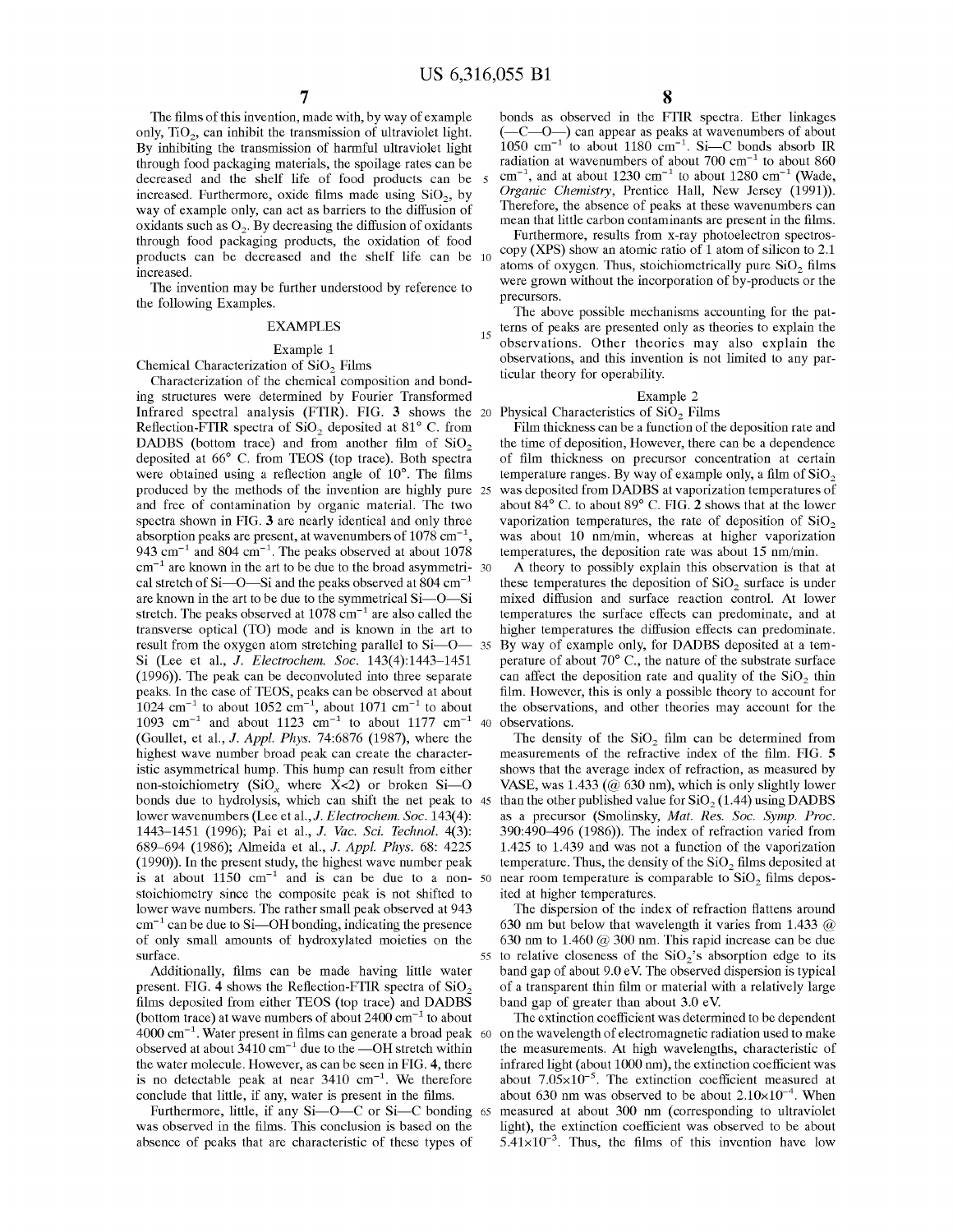The films of this invention, made with, by way of example only, $TiO_2$, can inhibit the transmission of ultraviolet light. By inhibiting the transmission of harmful ultraviolet light through food packaging materials, the spoilage rates can be decreased and the shelf life of food products can be increased. Furthermore, oxide films made using $SiO_2$, by way of example only, can act as barriers to the diffusion of oxidants such as $O_2$. By decreasing the diffusion of oxidants through food packaging products, the oxidation of food products can be decreased and the shelf life can be increased.

The invention may be further understood by reference to the following Examples.

## EXAMPLES

### Example 1

Chemical Characterization of $SiO_2$ Films

Characterization of the chemical composition and bonding structures were determined by Fourier Transformed Infrared spectral analysis (FTIR). FIG. **3** shows the Reflection-FTIR spectra of $SiO_2$ deposited at 81° C. from DADBS (bottom trace) and from another film of $SiO_2$ deposited at 66° C. from TEOS (top trace). Both spectra were obtained using a reflection angle of 10°. The films produced by the methods of the invention are highly pure and free of contamination by organic material. The two spectra shown in FIG. **3** are nearly identical and only three absorption peaks are present, at wavenumbers of 1078 $cm^{-1}$, 943 $cm^{-1}$ and 804 $cm^{-1}$. The peaks observed at about 1078 $cm^{-1}$ are known in the art to be due to the broad asymmetrical stretch of Si—O—Si and the peaks observed at 804 $cm^{-1}$ are known in the art to be due to the symmetrical Si—O—Si stretch. The peaks observed at 1078 $cm^{-1}$ are also called the transverse optical (TO) mode and is known in the art to result from the oxygen atom stretching parallel to Si—O—Si (Lee et al., *J. Electrochem. Soc.* 143(4):1443–1451 (1996)). The peak can be deconvoluted into three separate peaks. In the case of TEOS, peaks can be observed at about 1024 $cm^{-1}$ to about 1052 $cm^{-1}$, about 1071 $cm^{-1}$ to about 1093 $cm^{-1}$ and about 1123 $cm^{-1}$ to about 1177 $cm^{-1}$ (Goullet, et al., *J. Appl. Phys.* 74:6876 (1987), where the highest wave number broad peak can create the characteristic asymmetrical hump. This hump can result from either non-stoichiometry ($SiO_x$ where X<2) or broken Si—O bonds due to hydrolysis, which can shift the net peak to lower wavenumbers (Lee et al., *J. Electrochem. Soc.* 143(4): 1443–1451 (1996); Pai et al., *J. Vac. Sci. Technol.* 4(3): 689–694 (1986); Almeida et al., *J. Appl. Phys.* 68: 4225 (1990)). In the present study, the highest wave number peak is at about 1150 $cm^{-1}$ and is can be due to a non-stoichiometry since the composite peak is not shifted to lower wave numbers. The rather small peak observed at 943 $cm^{-1}$ can be due to Si—OH bonding, indicating the presence of only small amounts of hydroxylated moieties on the surface.

Additionally, films can be made having little water present. FIG. **4** shows the Reflection-FTIR spectra of $SiO_2$ films deposited from either TEOS (top trace) and DADBS (bottom trace) at wave numbers of about 2400 $cm^{-1}$ to about 4000 $cm^{-1}$. Water present in films can generate a broad peak observed at about 3410 $cm^{-1}$ due to the —OH stretch within the water molecule. However, as can be seen in FIG. **4**, there is no detectable peak at near 3410 $cm^{-1}$. We therefore conclude that little, if any, water is present in the films.

Furthermore, little, if any Si—O—C or Si—C bonding was observed in the films. This conclusion is based on the absence of peaks that are characteristic of these types of bonds as observed in the FTIR spectra. Ether linkages (—C—O—) can appear as peaks at wavenumbers of about 1050 $cm^{-1}$ to about 1180 $cm^{-1}$. Si—C bonds absorb IR radiation at wavenumbers of about 700 $cm^{-1}$ to about 860 $cm^{-1}$, and at about 1230 $cm^{-1}$ to about 1280 $cm^{-1}$ (Wade, *Organic Chemistry*, Prentice Hall, New Jersey (1991)). Therefore, the absence of peaks at these wavenumbers can mean that little carbon contaminants are present in the films.

Furthermore, results from x-ray photoelectron spectroscopy (XPS) show an atomic ratio of 1 atom of silicon to 2.1 atoms of oxygen. Thus, stoichiometrically pure $SiO_2$ films were grown without the incorporation of by-products or the precursors.

The above possible mechanisms accounting for the patterns of peaks are presented only as theories to explain the observations. Other theories may also explain the observations, and this invention is not limited to any particular theory for operability.

### Example 2

Physical Characteristics of $SiO_2$ Films

Film thickness can be a function of the deposition rate and the time of deposition, However, there can be a dependence of film thickness on precursor concentration at certain temperature ranges. By way of example only, a film of $SiO_2$ was deposited from DADBS at vaporization temperatures of about 84° C. to about 89° C. FIG. **2** shows that at the lower vaporization temperatures, the rate of deposition of $SiO_2$ was about 10 nm/min, whereas at higher vaporization temperatures, the deposition rate was about 15 nm/min.

A theory to possibly explain this observation is that at these temperatures the deposition of $SiO_2$ surface is under mixed diffusion and surface reaction control. At lower temperatures the surface effects can predominate, and at higher temperatures the diffusion effects can predominate. By way of example only, for DADBS deposited at a temperature of about 70° C., the nature of the substrate surface can affect the deposition rate and quality of the $SiO_2$ thin film. However, this is only a possible theory to account for the observations, and other theories may account for the observations.

The density of the $SiO_2$ film can be determined from measurements of the refractive index of the film. FIG. **5** shows that the average index of refraction, as measured by VASE, was 1.433 (@ 630 nm), which is only slightly lower than the other published value for $SiO_2$ (1.44) using DADBS as a precursor (Smolinsky, *Mat. Res. Soc. Symp. Proc.* 390:490–496 (1986)). The index of refraction varied from 1.425 to 1.439 and was not a function of the vaporization temperature. Thus, the density of the $SiO_2$ films deposited at near room temperature is comparable to $SiO_2$ films deposited at higher temperatures.

The dispersion of the index of refraction flattens around 630 nm but below that wavelength it varies from 1.433 @ 630 nm to 1.460 @ 300 nm. This rapid increase can be due to relative closeness of the $SiO_2$'s absorption edge to its band gap of about 9.0 eV. The observed dispersion is typical of a transparent thin film or material with a relatively large band gap of greater than about 3.0 eV.

The extinction coefficient was determined to be dependent on the wavelength of electromagnetic radiation used to make the measurements. At high wavelengths, characteristic of infrared light (about 1000 nm), the extinction coefficient was about $7.05\times10^{-5}$. The extinction coefficient measured at about 630 nm was observed to be about $2.10\times10^{-4}$. When measured at about 300 nm (corresponding to ultraviolet light), the extinction coefficient was observed to be about $5.41\times10^{-3}$. Thus, the films of this invention have low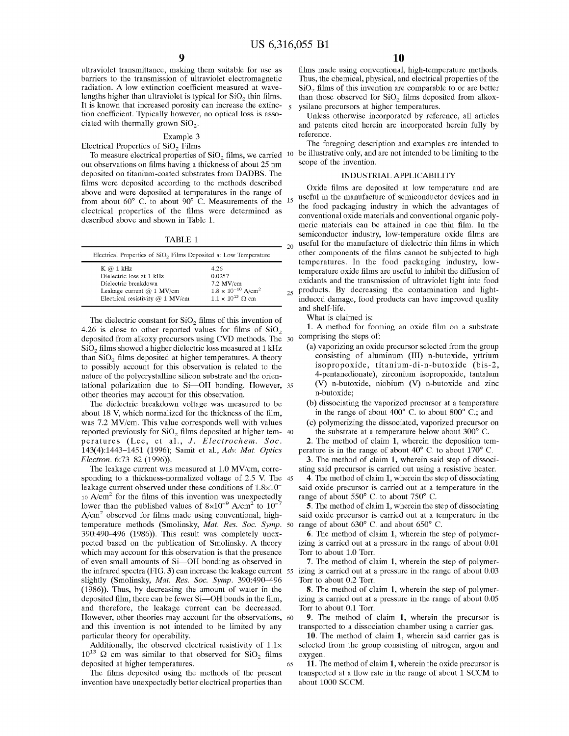ultraviolet transmittance, making them suitable for use as barriers to the transmission of ultraviolet electromagnetic radiation. A low extinction coefficient measured at wavelengths higher than ultraviolet is typical for $SiO_2$ thin films. It is known that increased porosity can increase the extinction coefficient. Typically however, no optical loss is associated with thermally grown $SiO_2$.

### Example 3

#### Electrical Properties of $SiO_2$ Films

To measure electrical properties of $SiO_2$ films, we carried out observations on films having a thickness of about 25 nm deposited on titanium-coated substrates from DADBS. The films were deposited according to the methods described above and were deposited at temperatures in the range of from about 60° C. to about 90° C. Measurements of the electrical properties of the films were determined as described above and shown in Table 1.

TABLE 1

Electrical Properties of $SiO_2$ Films Deposited at Low Temperature

| Property | Value |
|---|---|
| K @ 1 kHz | 4.26 |
| Dielectric loss at 1 kHz | 0.0257 |
| Dielectric breakdown | 7.2 MV/cm |
| Leakage current @ 1 MV/cm | $1.8 \times 10^{-10}$ A/cm$^2$ |
| Electrical resistivity @ 1 MV/cm | $1.1 \times 10^{13}$ Ω cm |

The dielectric constant for $SiO_2$ films of this invention of 4.26 is close to other reported values for films of $SiO_2$ deposited from alkoxy precursors using CVD methods. The $SiO_2$ films showed a higher dielectric loss measured at 1 kHz than $SiO_2$ films deposited at higher temperatures. A theory to possibly account for this observation is related to the nature of the polycrystalline silicon substrate and the orientational polarization due to Si—OH bonding. However, other theories may account for this observation.

The dielectric breakdown voltage was measured to be about 18 V, which normalized for the thickness of the film, was 7.2 MV/cm. This value corresponds well with values reported previously for $SiO_2$ films deposited at higher temperatures (Lee, et al., *J. Electrochem. Soc.* 143(4):1443–1451 (1996); Samit et al., *Adv. Mat. Optics Electron.* 6:73–82 (1996)).

The leakage current was measured at 1.0 MV/cm, corresponding to a thickness-normalized voltage of 2.5 V. The leakage current observed under these conditions of $1.8\times10^{-10}$ A/cm$^2$ for the films of this invention was unexpectedly lower than the published values of $8\times10^{-9}$ A/cm$^2$ to $10^{-7}$ A/cm$^2$ observed for films made using conventional, high-temperature methods (Smolinsky, *Mat. Res. Soc. Symp.* 390:490–496 (1986)). This result was completely unexpected based on the publication of Smolinsky. A theory which may account for this observation is that the presence of even small amounts of Si—OH bonding as observed in the infrared spectra (FIG. 3) can increase the leakage current slightly (Smolinsky, *Mat. Res. Soc. Symp.* 390:490–496 (1986)). Thus, by decreasing the amount of water in the deposited film, there can be fewer Si—OH bonds in the film, and therefore, the leakage current can be decreased. However, other theories may account for the observations, and this invention is not intended to be limited by any particular theory for operability.

Additionally, the observed electrical resistivity of $1.1\times10^{13}$ Ω cm was similar to that observed for $SiO_2$ films deposited at higher temperatures.

The films deposited using the methods of the present invention have unexpectedly better electrical properties than films made using conventional, high-temperature methods. Thus, the chemical, physical, and electrical properties of the $SiO_2$ films of this invention are comparable to or are better than those observed for $SiO_2$ films deposited from alkoxysilane precursors at higher temperatures.

Unless otherwise incorporated by reference, all articles and patents cited herein are incorporated herein fully by reference.

The foregoing description and examples are intended to be illustrative only, and are not intended to be limiting to the scope of the invention.

## INDUSTRIAL APPLICABILITY

Oxide films are deposited at low temperature and are useful in the manufacture of semiconductor devices and in the food packaging industry in which the advantages of conventional oxide materials and conventional organic polymeric materials can be attained in one thin film. In the semiconductor industry, low-temperature oxide films are useful for the manufacture of dielectric thin films in which other components of the films cannot be subjected to high temperatures. In the food packaging industry, low-temperature oxide films are useful to inhibit the diffusion of oxidants and the transmission of ultraviolet light into food products. By decreasing the contamination and light-induced damage, food products can have improved quality and shelf-life.

What is claimed is:

**1**. A method for forming an oxide film on a substrate comprising the steps of:

(a) vaporizing an oxide precursor selected from the group consisting of aluminum (III) n-butoxide, yttrium isopropoxide, titanium-di-n-butoxide (bis-2, 4-pentanedionate), zirconium isopropoxide, tantalum (V) n-butoxide, niobium (V) n-butoxide and zinc n-butoxide;

(b) dissociating the vaporized precursor at a temperature in the range of about 400° C. to about 800° C.; and

(c) polymerizing the dissociated, vaporized precursor on the substrate at a temperature below about 300° C.

**2**. The method of claim **1**, wherein the deposition temperature is in the range of about 40° C. to about 170° C.

**3**. The method of claim **1**, wherein said step of dissociating said precursor is carried out using a resistive heater.

**4**. The method of claim **1**, wherein the step of dissociating said oxide precursor is carried out at a temperature in the range of about 550° C. to about 750° C.

**5**. The method of claim **1**, wherein the step of dissociating said oxide precursor is carried out at a temperature in the range of about 630° C. and about 650° C.

**6**. The method of claim **1**, wherein the step of polymerizing is carried out at a pressure in the range of about 0.01 Torr to about 1.0 Torr.

**7**. The method of claim **1**, wherein the step of polymerizing is carried out at a pressure in the range of about 0.03 Torr to about 0.2 Torr.

**8**. The method of claim **1**, wherein the step of polymerizing is carried out at a pressure in the range of about 0.05 Torr to about 0.1 Torr.

**9**. The method of claim **1**, wherein the precursor is transported to a dissociation chamber using a carrier gas.

**10**. The method of claim **1**, wherein said carrier gas is selected from the group consisting of nitrogen, argon and oxygen.

**11**. The method of claim **1**, wherein the oxide precursor is transported at a flow rate in the range of about 1 SCCM to about 1000 SCCM.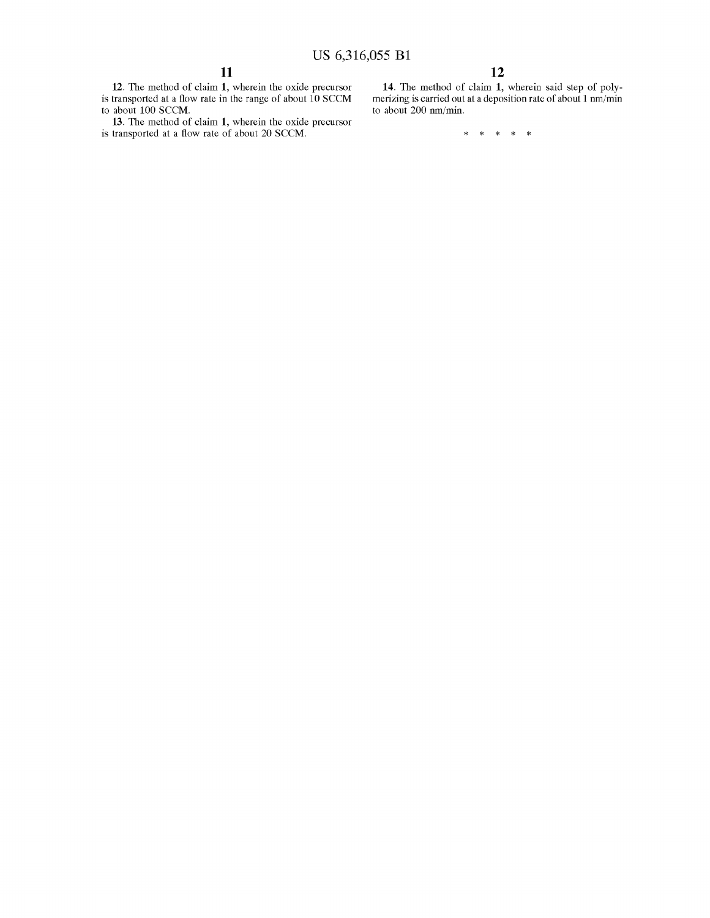**12**. The method of claim **1**, wherein the oxide precursor is transported at a flow rate in the range of about 10 SCCM to about 100 SCCM.

**13**. The method of claim **1**, wherein the oxide precursor is transported at a flow rate of about 20 SCCM.

**14**. The method of claim **1**, wherein said step of polymerizing is carried out at a deposition rate of about 1 nm/min to about 200 nm/min.

\* \* \* \* \*